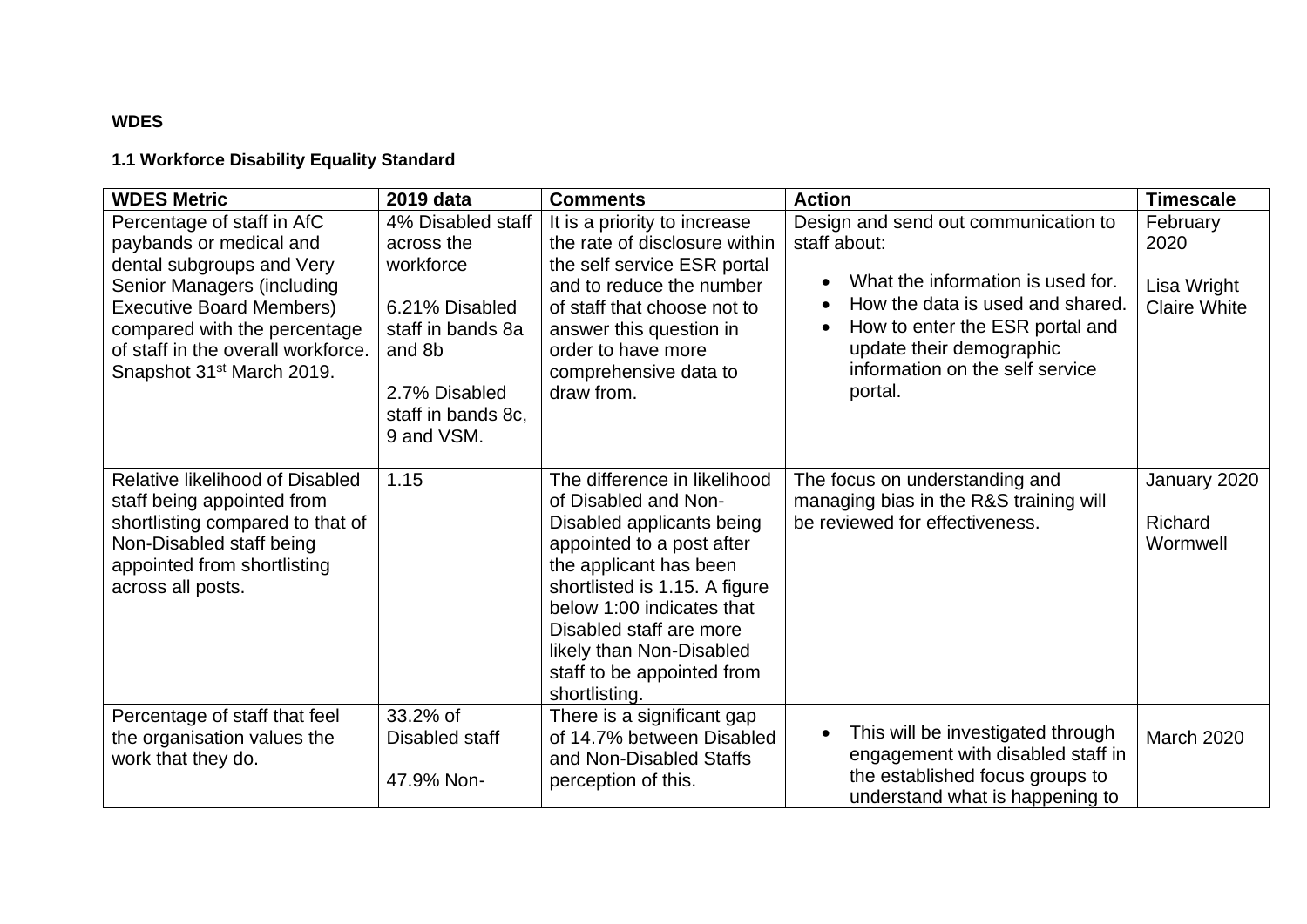**WDES**

**1.1 Workforce Disability Equality Standard**

| WDES Metric | 2019 data | Comments | Action | Timescale |
|---|---|---|---|---|
| Percentage of staff in AfC paybands or medical and dental subgroups and Very Senior Managers (including Executive Board Members) compared with the percentage of staff in the overall workforce. Snapshot 31st March 2019. | 4% Disabled staff across the workforce<br><br>6.21% Disabled staff in bands 8a and 8b<br><br>2.7% Disabled staff in bands 8c, 9 and VSM. | It is a priority to increase the rate of disclosure within the self service ESR portal and to reduce the number of staff that choose not to answer this question in order to have more comprehensive data to draw from. | Design and send out communication to staff about:<br>• What the information is used for.<br>• How the data is used and shared.<br>• How to enter the ESR portal and update their demographic information on the self service portal. | February 2020<br><br>Lisa Wright<br>Claire White |
| Relative likelihood of Disabled staff being appointed from shortlisting compared to that of Non-Disabled staff being appointed from shortlisting across all posts. | 1.15 | The difference in likelihood of Disabled and Non-Disabled applicants being appointed to a post after the applicant has been shortlisted is 1.15. A figure below 1:00 indicates that Disabled staff are more likely than Non-Disabled staff to be appointed from shortlisting. | The focus on understanding and managing bias in the R&S training will be reviewed for effectiveness. | January 2020<br><br>Richard Wormwell |
| Percentage of staff that feel the organisation values the work that they do. | 33.2% of Disabled staff<br><br>47.9% Non- | There is a significant gap of 14.7% between Disabled and Non-Disabled Staffs perception of this. | • This will be investigated through engagement with disabled staff in the established focus groups to understand what is happening to | March 2020 |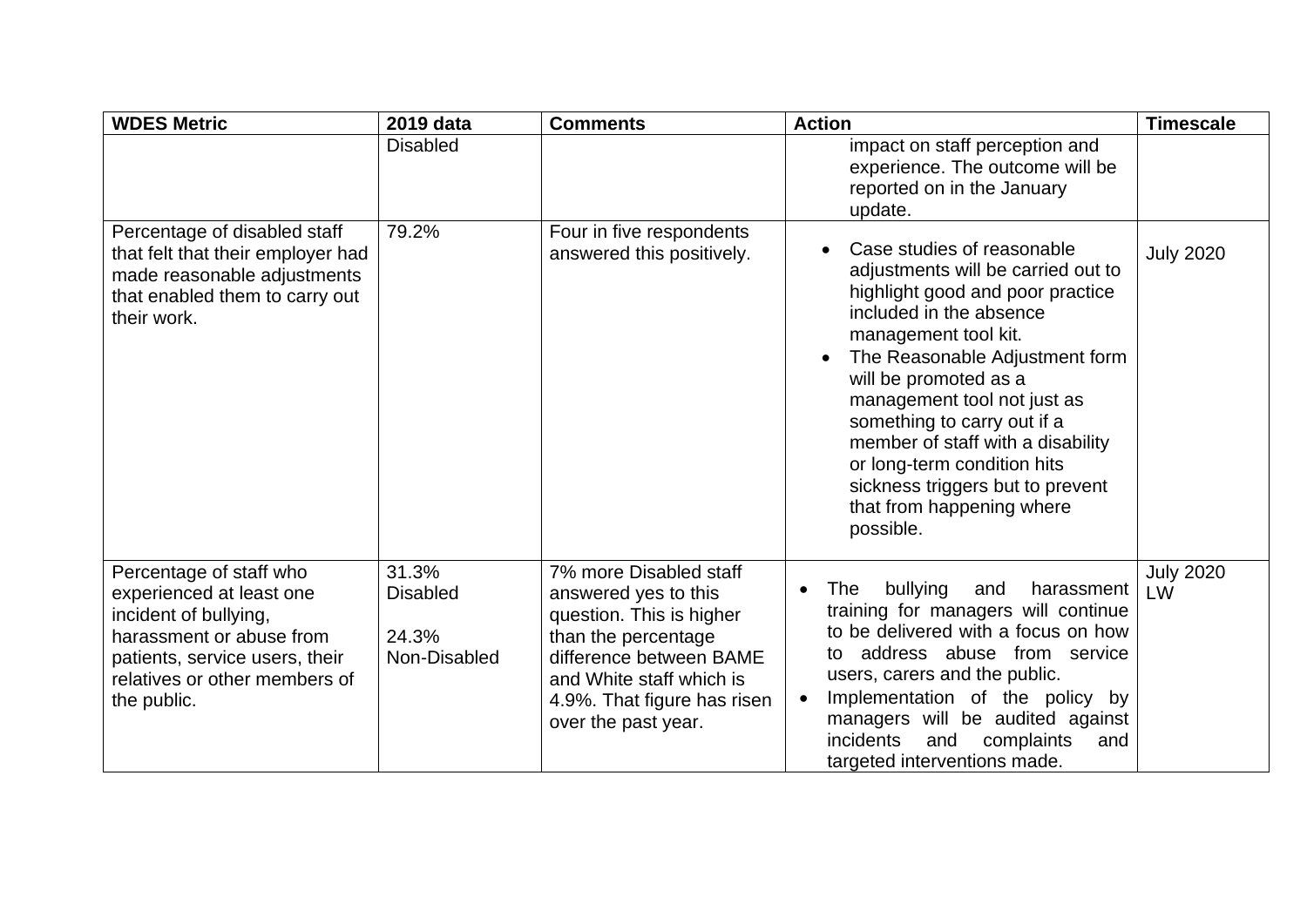| WDES Metric | 2019 data | Comments | Action | Timescale |
|---|---|---|---|---|
| | Disabled | | impact on staff perception and experience. The outcome will be reported on in the January update. | |
| Percentage of disabled staff that felt that their employer had made reasonable adjustments that enabled them to carry out their work. | 79.2% | Four in five respondents answered this positively. | • Case studies of reasonable adjustments will be carried out to highlight good and poor practice included in the absence management tool kit.<br>• The Reasonable Adjustment form will be promoted as a management tool not just as something to carry out if a member of staff with a disability or long-term condition hits sickness triggers but to prevent that from happening where possible. | July 2020 |
| Percentage of staff who experienced at least one incident of bullying, harassment or abuse from patients, service users, their relatives or other members of the public. | 31.3% Disabled<br><br>24.3% Non-Disabled | 7% more Disabled staff answered yes to this question. This is higher than the percentage difference between BAME and White staff which is 4.9%. That figure has risen over the past year. | • The bullying and harassment training for managers will continue to be delivered with a focus on how to address abuse from service users, carers and the public.<br>• Implementation of the policy by managers will be audited against incidents and complaints and targeted interventions made. | July 2020 LW |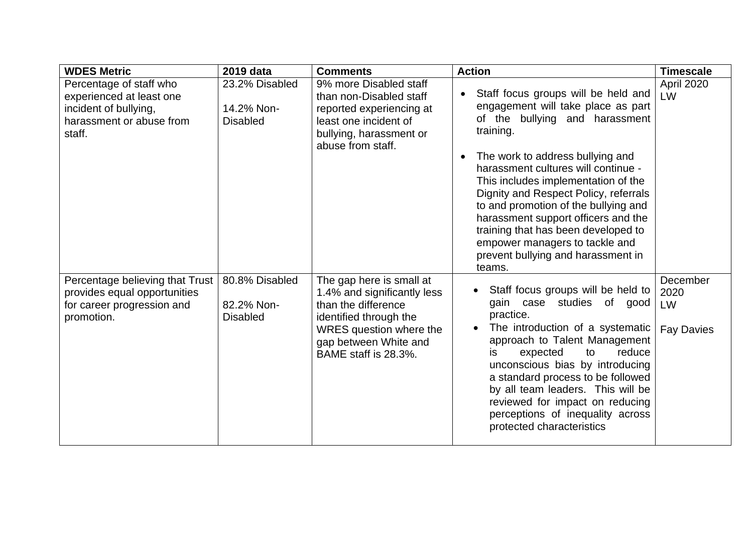| WDES Metric | 2019 data | Comments | Action | Timescale |
|---|---|---|---|---|
| Percentage of staff who experienced at least one incident of bullying, harassment or abuse from staff. | 23.2% Disabled<br><br>14.2% Non-Disabled | 9% more Disabled staff than non-Disabled staff reported experiencing at least one incident of bullying, harassment or abuse from staff. | • Staff focus groups will be held and engagement will take place as part of the bullying and harassment training.<br><br>• The work to address bullying and harassment cultures will continue - This includes implementation of the Dignity and Respect Policy, referrals to and promotion of the bullying and harassment support officers and the training that has been developed to empower managers to tackle and prevent bullying and harassment in teams. | April 2020<br>LW |
| Percentage believing that Trust provides equal opportunities for career progression and promotion. | 80.8% Disabled<br><br>82.2% Non-Disabled | The gap here is small at 1.4% and significantly less than the difference identified through the WRES question where the gap between White and BAME staff is 28.3%. | • Staff focus groups will be held to gain case studies of good practice.<br>• The introduction of a systematic approach to Talent Management is expected to reduce unconscious bias by introducing a standard process to be followed by all team leaders. This will be reviewed for impact on reducing perceptions of inequality across protected characteristics | December 2020<br>LW<br><br>Fay Davies |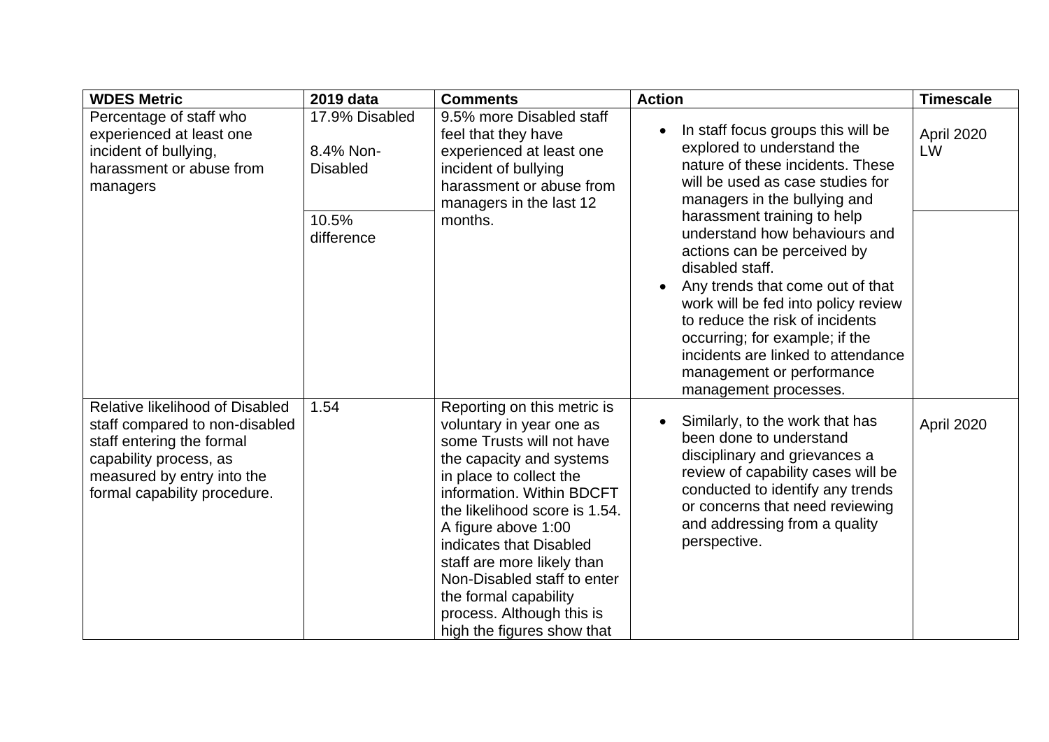| WDES Metric | 2019 data | Comments | Action | Timescale |
|---|---|---|---|---|
| Percentage of staff who experienced at least one incident of bullying, harassment or abuse from managers | 17.9% Disabled<br><br>8.4% Non-Disabled | 9.5% more Disabled staff feel that they have experienced at least one incident of bullying harassment or abuse from managers in the last 12 months. | • In staff focus groups this will be explored to understand the nature of these incidents. These will be used as case studies for managers in the bullying and harassment training to help understand how behaviours and actions can be perceived by disabled staff.<br>• Any trends that come out of that work will be fed into policy review to reduce the risk of incidents occurring; for example; if the incidents are linked to attendance management or performance management processes. | April 2020 LW |
| | 10.5% difference | | | |
| Relative likelihood of Disabled staff compared to non-disabled staff entering the formal capability process, as measured by entry into the formal capability procedure. | 1.54 | Reporting on this metric is voluntary in year one as some Trusts will not have the capacity and systems in place to collect the information. Within BDCFT the likelihood score is 1.54. A figure above 1:00 indicates that Disabled staff are more likely than Non-Disabled staff to enter the formal capability process. Although this is high the figures show that | • Similarly, to the work that has been done to understand disciplinary and grievances a review of capability cases will be conducted to identify any trends or concerns that need reviewing and addressing from a quality perspective. | April 2020 |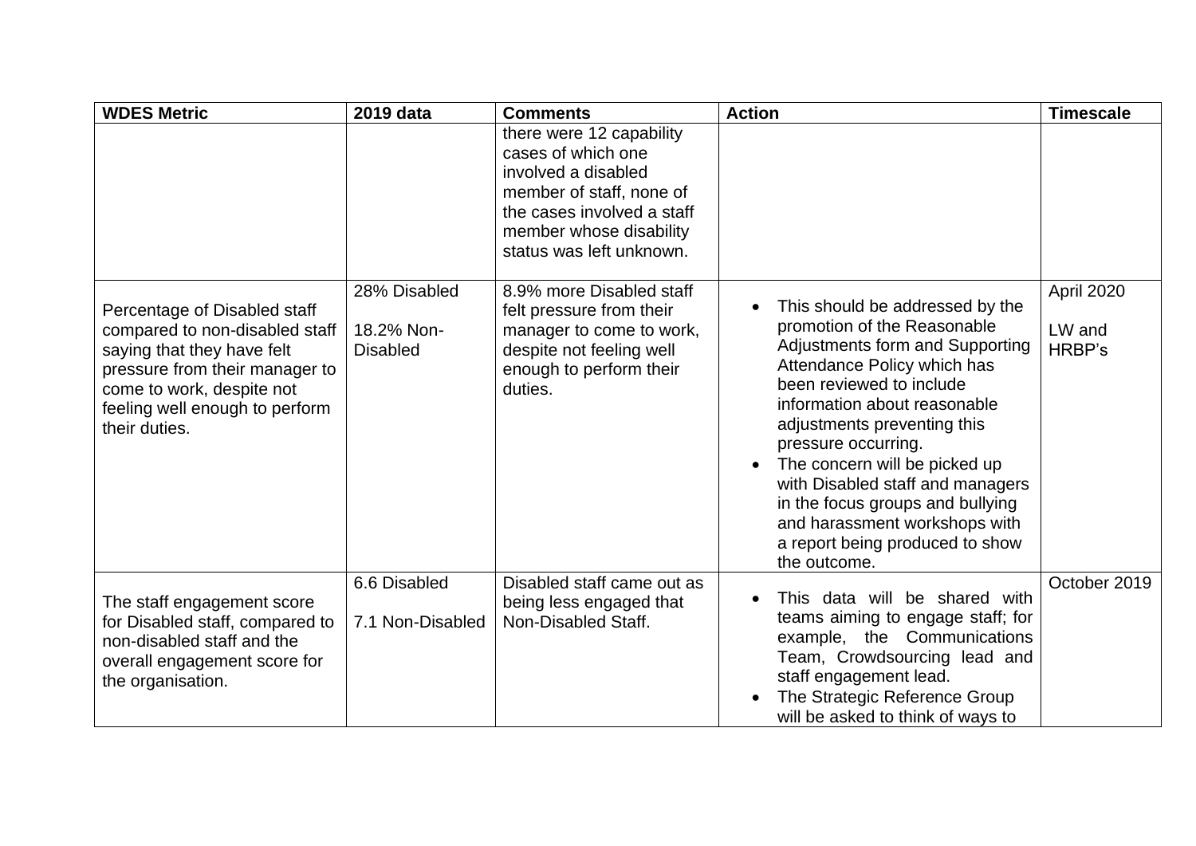| WDES Metric | 2019 data | Comments | Action | Timescale |
|---|---|---|---|---|
| | | there were 12 capability cases of which one involved a disabled member of staff, none of the cases involved a staff member whose disability status was left unknown. | | |
| Percentage of Disabled staff compared to non-disabled staff saying that they have felt pressure from their manager to come to work, despite not feeling well enough to perform their duties. | 28% Disabled<br><br>18.2% Non-Disabled | 8.9% more Disabled staff felt pressure from their manager to come to work, despite not feeling well enough to perform their duties. | • This should be addressed by the promotion of the Reasonable Adjustments form and Supporting Attendance Policy which has been reviewed to include information about reasonable adjustments preventing this pressure occurring.<br>• The concern will be picked up with Disabled staff and managers in the focus groups and bullying and harassment workshops with a report being produced to show the outcome. | April 2020<br><br>LW and HRBP's |
| The staff engagement score for Disabled staff, compared to non-disabled staff and the overall engagement score for the organisation. | 6.6 Disabled<br><br>7.1 Non-Disabled | Disabled staff came out as being less engaged that Non-Disabled Staff. | • This data will be shared with teams aiming to engage staff; for example, the Communications Team, Crowdsourcing lead and staff engagement lead.<br>• The Strategic Reference Group will be asked to think of ways to | October 2019 |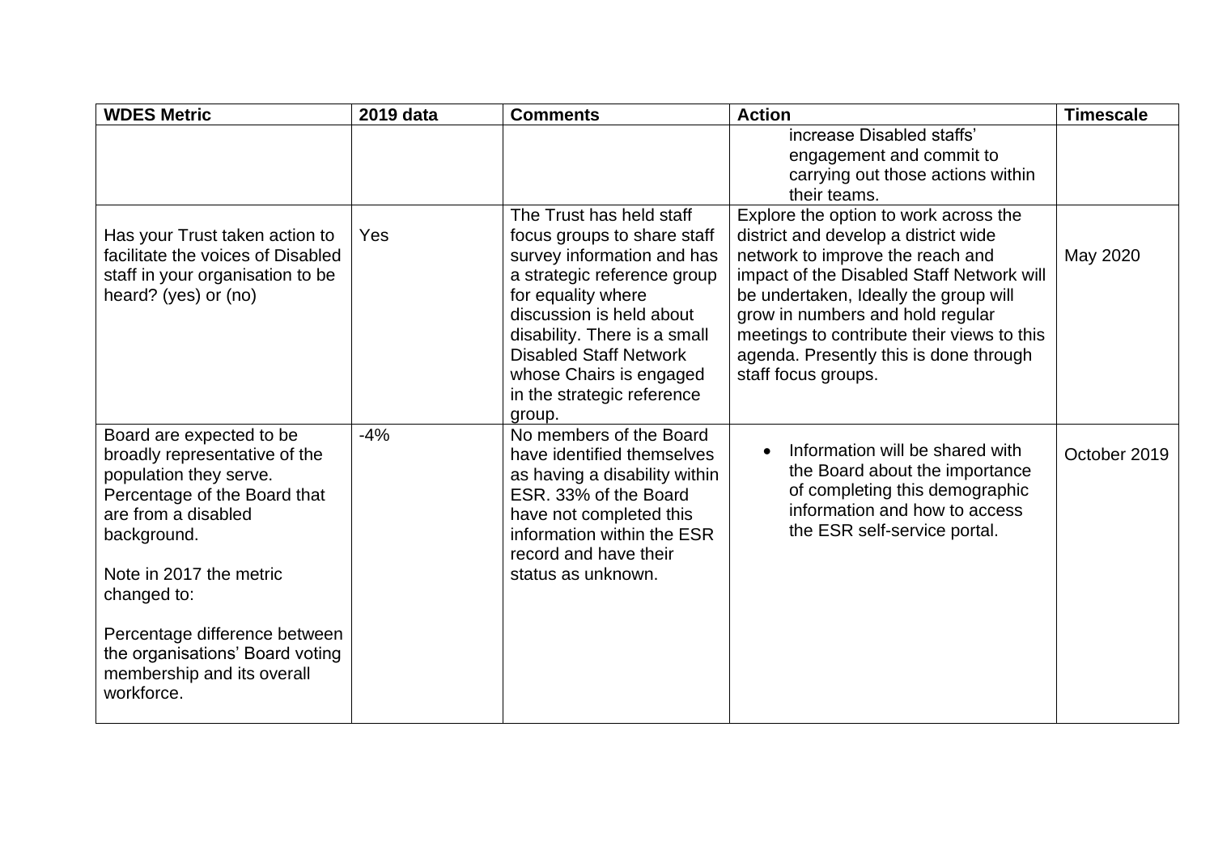| WDES Metric | 2019 data | Comments | Action | Timescale |
|---|---|---|---|---|
| | | | increase Disabled staffs' engagement and commit to carrying out those actions within their teams. | |
| Has your Trust taken action to facilitate the voices of Disabled staff in your organisation to be heard? (yes) or (no) | Yes | The Trust has held staff focus groups to share staff survey information and has a strategic reference group for equality where discussion is held about disability. There is a small Disabled Staff Network whose Chairs is engaged in the strategic reference group. | Explore the option to work across the district and develop a district wide network to improve the reach and impact of the Disabled Staff Network will be undertaken, Ideally the group will grow in numbers and hold regular meetings to contribute their views to this agenda. Presently this is done through staff focus groups. | May 2020 |
| Board are expected to be broadly representative of the population they serve. Percentage of the Board that are from a disabled background.<br><br>Note in 2017 the metric changed to:<br><br>Percentage difference between the organisations' Board voting membership and its overall workforce. | -4% | No members of the Board have identified themselves as having a disability within ESR. 33% of the Board have not completed this information within the ESR record and have their status as unknown. | • Information will be shared with the Board about the importance of completing this demographic information and how to access the ESR self-service portal. | October 2019 |